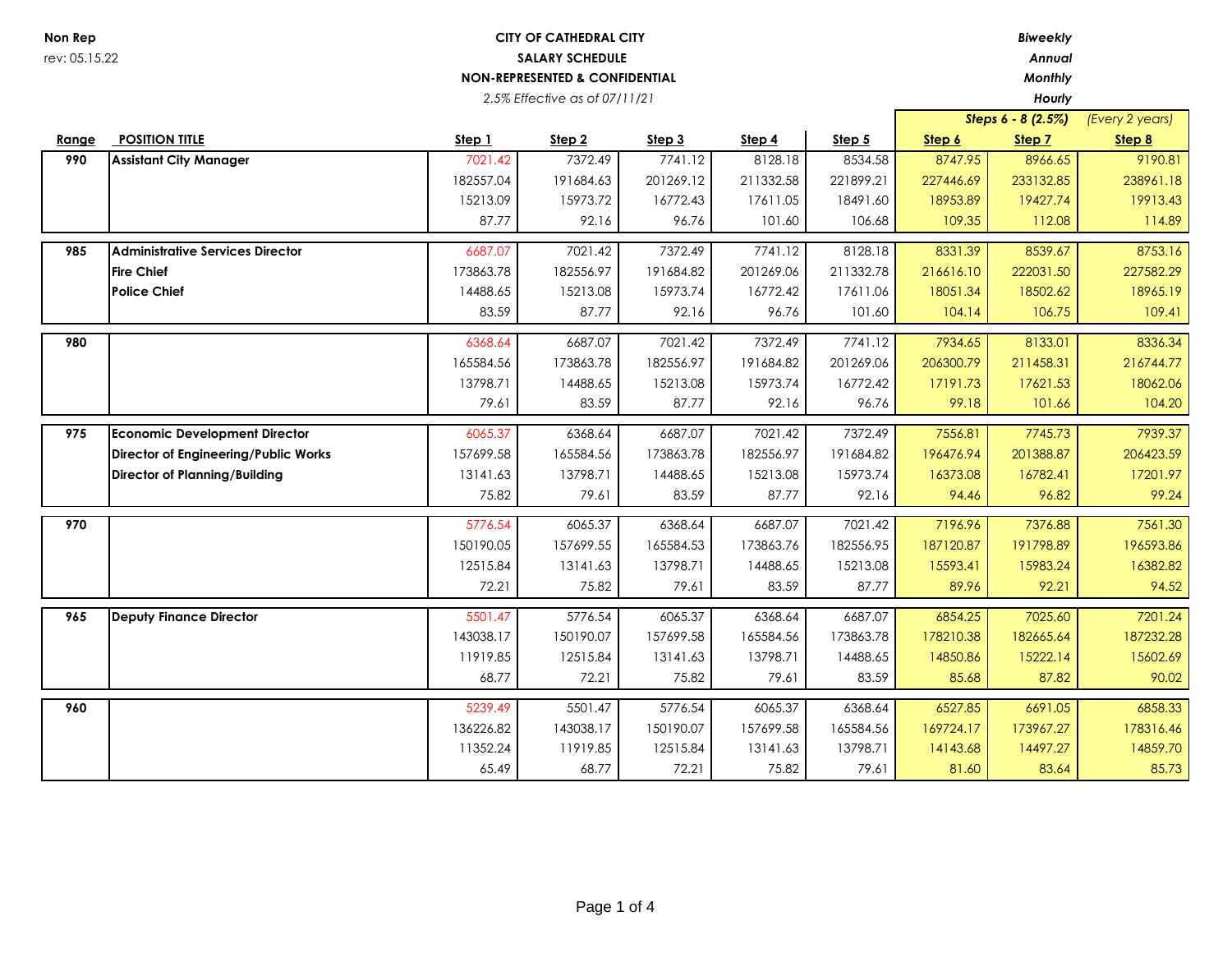**Non Rep**
rev: 05.15.22

**CITY OF CATHEDRAL CITY**
**SALARY SCHEDULE**
**NON-REPRESENTED & CONFIDENTIAL**
*2.5% Effective as of 07/11/21*

***Biweekly***
***Annual***
***Monthly***
***Hourly***

| Range | POSITION TITLE | Step 1 | Step 2 | Step 3 | Step 4 | Step 5 | Step 6 | Step 7 | Step 8 |
|---|---|---|---|---|---|---|---|---|---|
| | | | | | | | ***Steps 6 - 8 (2.5%)*** | | *(Every 2 years)* |
| **990** | **Assistant City Manager** | 7021.42 | 7372.49 | 7741.12 | 8128.18 | 8534.58 | 8747.95 | 8966.65 | 9190.81 |
| | | 182557.04 | 191684.63 | 201269.12 | 211332.58 | 221899.21 | 227446.69 | 233132.85 | 238961.18 |
| | | 15213.09 | 15973.72 | 16772.43 | 17611.05 | 18491.60 | 18953.89 | 19427.74 | 19913.43 |
| | | 87.77 | 92.16 | 96.76 | 101.60 | 106.68 | 109.35 | 112.08 | 114.89 |
| **985** | **Administrative Services Director** | 6687.07 | 7021.42 | 7372.49 | 7741.12 | 8128.18 | 8331.39 | 8539.67 | 8753.16 |
| | **Fire Chief** | 173863.78 | 182556.97 | 191684.82 | 201269.06 | 211332.78 | 216616.10 | 222031.50 | 227582.29 |
| | **Police Chief** | 14488.65 | 15213.08 | 15973.74 | 16772.42 | 17611.06 | 18051.34 | 18502.62 | 18965.19 |
| | | 83.59 | 87.77 | 92.16 | 96.76 | 101.60 | 104.14 | 106.75 | 109.41 |
| **980** | | 6368.64 | 6687.07 | 7021.42 | 7372.49 | 7741.12 | 7934.65 | 8133.01 | 8336.34 |
| | | 165584.56 | 173863.78 | 182556.97 | 191684.82 | 201269.06 | 206300.79 | 211458.31 | 216744.77 |
| | | 13798.71 | 14488.65 | 15213.08 | 15973.74 | 16772.42 | 17191.73 | 17621.53 | 18062.06 |
| | | 79.61 | 83.59 | 87.77 | 92.16 | 96.76 | 99.18 | 101.66 | 104.20 |
| **975** | **Economic Development Director** | 6065.37 | 6368.64 | 6687.07 | 7021.42 | 7372.49 | 7556.81 | 7745.73 | 7939.37 |
| | **Director of Engineering/Public Works** | 157699.58 | 165584.56 | 173863.78 | 182556.97 | 191684.82 | 196476.94 | 201388.87 | 206423.59 |
| | **Director of Planning/Building** | 13141.63 | 13798.71 | 14488.65 | 15213.08 | 15973.74 | 16373.08 | 16782.41 | 17201.97 |
| | | 75.82 | 79.61 | 83.59 | 87.77 | 92.16 | 94.46 | 96.82 | 99.24 |
| **970** | | 5776.54 | 6065.37 | 6368.64 | 6687.07 | 7021.42 | 7196.96 | 7376.88 | 7561.30 |
| | | 150190.05 | 157699.55 | 165584.53 | 173863.76 | 182556.95 | 187120.87 | 191798.89 | 196593.86 |
| | | 12515.84 | 13141.63 | 13798.71 | 14488.65 | 15213.08 | 15593.41 | 15983.24 | 16382.82 |
| | | 72.21 | 75.82 | 79.61 | 83.59 | 87.77 | 89.96 | 92.21 | 94.52 |
| **965** | **Deputy Finance Director** | 5501.47 | 5776.54 | 6065.37 | 6368.64 | 6687.07 | 6854.25 | 7025.60 | 7201.24 |
| | | 143038.17 | 150190.07 | 157699.58 | 165584.56 | 173863.78 | 178210.38 | 182665.64 | 187232.28 |
| | | 11919.85 | 12515.84 | 13141.63 | 13798.71 | 14488.65 | 14850.86 | 15222.14 | 15602.69 |
| | | 68.77 | 72.21 | 75.82 | 79.61 | 83.59 | 85.68 | 87.82 | 90.02 |
| **960** | | 5239.49 | 5501.47 | 5776.54 | 6065.37 | 6368.64 | 6527.85 | 6691.05 | 6858.33 |
| | | 136226.82 | 143038.17 | 150190.07 | 157699.58 | 165584.56 | 169724.17 | 173967.27 | 178316.46 |
| | | 11352.24 | 11919.85 | 12515.84 | 13141.63 | 13798.71 | 14143.68 | 14497.27 | 14859.70 |
| | | 65.49 | 68.77 | 72.21 | 75.82 | 79.61 | 81.60 | 83.64 | 85.73 |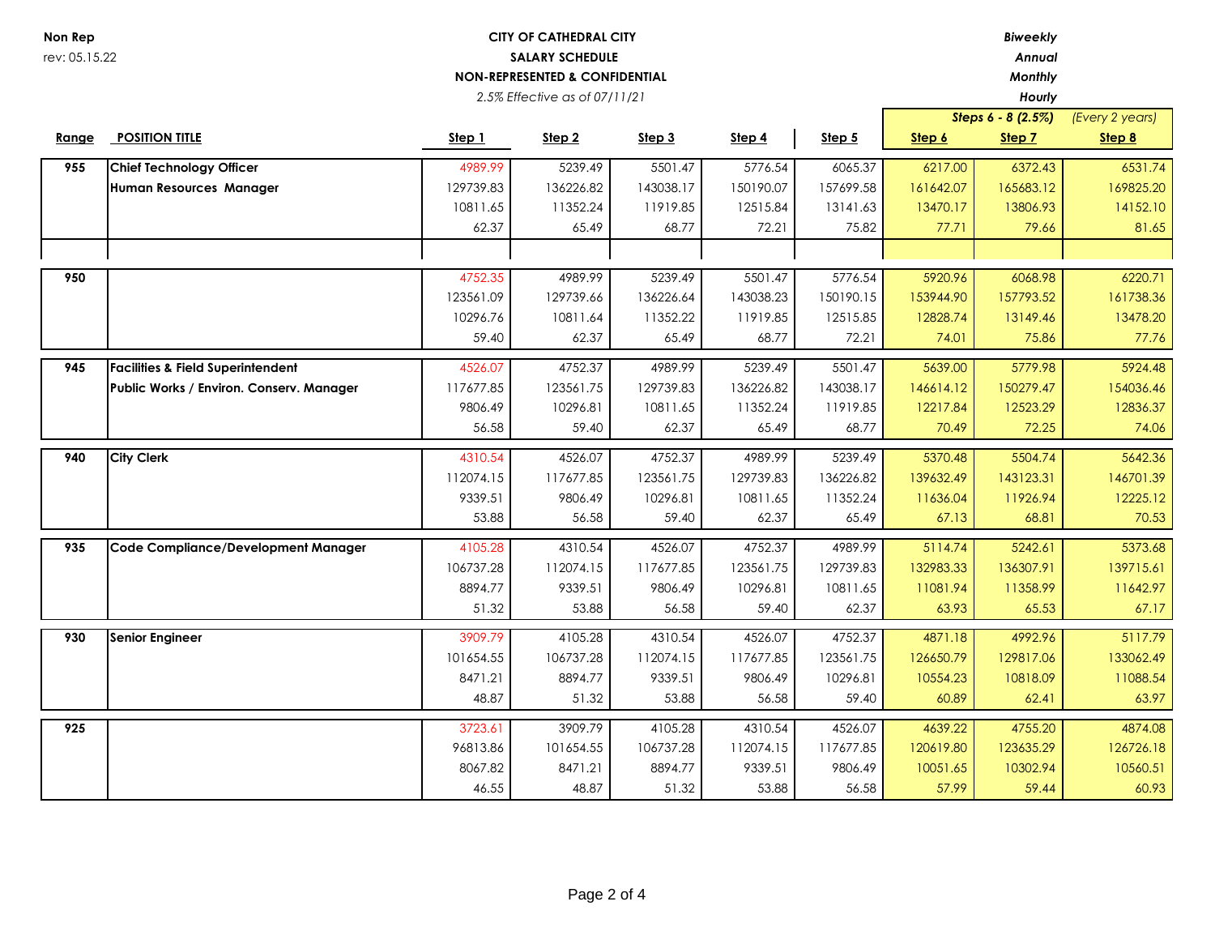**Non Rep**
rev: 05.15.22

**CITY OF CATHEDRAL CITY**
**SALARY SCHEDULE**
**NON-REPRESENTED & CONFIDENTIAL**
*2.5% Effective as of 07/11/21*

*Biweekly*
*Annual*
*Monthly*
*Hourly*

| Range | POSITION TITLE | Step 1 | Step 2 | Step 3 | Step 4 | Step 5 | Step 6 | Step 7 | Step 8 |
|---|---|---|---|---|---|---|---|---|---|
| | | | | | | | *Steps 6 - 8 (2.5%)* | | *(Every 2 years)* |
| 955 | Chief Technology Officer | 4989.99 | 5239.49 | 5501.47 | 5776.54 | 6065.37 | 6217.00 | 6372.43 | 6531.74 |
| | Human Resources Manager | 129739.83 | 136226.82 | 143038.17 | 150190.07 | 157699.58 | 161642.07 | 165683.12 | 169825.20 |
| | | 10811.65 | 11352.24 | 11919.85 | 12515.84 | 13141.63 | 13470.17 | 13806.93 | 14152.10 |
| | | 62.37 | 65.49 | 68.77 | 72.21 | 75.82 | 77.71 | 79.66 | 81.65 |
| 950 | | 4752.35 | 4989.99 | 5239.49 | 5501.47 | 5776.54 | 5920.96 | 6068.98 | 6220.71 |
| | | 123561.09 | 129739.66 | 136226.64 | 143038.23 | 150190.15 | 153944.90 | 157793.52 | 161738.36 |
| | | 10296.76 | 10811.64 | 11352.22 | 11919.85 | 12515.85 | 12828.74 | 13149.46 | 13478.20 |
| | | 59.40 | 62.37 | 65.49 | 68.77 | 72.21 | 74.01 | 75.86 | 77.76 |
| 945 | Facilities & Field Superintendent | 4526.07 | 4752.37 | 4989.99 | 5239.49 | 5501.47 | 5639.00 | 5779.98 | 5924.48 |
| | Public Works / Environ. Conserv. Manager | 117677.85 | 123561.75 | 129739.83 | 136226.82 | 143038.17 | 146614.12 | 150279.47 | 154036.46 |
| | | 9806.49 | 10296.81 | 10811.65 | 11352.24 | 11919.85 | 12217.84 | 12523.29 | 12836.37 |
| | | 56.58 | 59.40 | 62.37 | 65.49 | 68.77 | 70.49 | 72.25 | 74.06 |
| 940 | City Clerk | 4310.54 | 4526.07 | 4752.37 | 4989.99 | 5239.49 | 5370.48 | 5504.74 | 5642.36 |
| | | 112074.15 | 117677.85 | 123561.75 | 129739.83 | 136226.82 | 139632.49 | 143123.31 | 146701.39 |
| | | 9339.51 | 9806.49 | 10296.81 | 10811.65 | 11352.24 | 11636.04 | 11926.94 | 12225.12 |
| | | 53.88 | 56.58 | 59.40 | 62.37 | 65.49 | 67.13 | 68.81 | 70.53 |
| 935 | Code Compliance/Development Manager | 4105.28 | 4310.54 | 4526.07 | 4752.37 | 4989.99 | 5114.74 | 5242.61 | 5373.68 |
| | | 106737.28 | 112074.15 | 117677.85 | 123561.75 | 129739.83 | 132983.33 | 136307.91 | 139715.61 |
| | | 8894.77 | 9339.51 | 9806.49 | 10296.81 | 10811.65 | 11081.94 | 11358.99 | 11642.97 |
| | | 51.32 | 53.88 | 56.58 | 59.40 | 62.37 | 63.93 | 65.53 | 67.17 |
| 930 | Senior Engineer | 3909.79 | 4105.28 | 4310.54 | 4526.07 | 4752.37 | 4871.18 | 4992.96 | 5117.79 |
| | | 101654.55 | 106737.28 | 112074.15 | 117677.85 | 123561.75 | 126650.79 | 129817.06 | 133062.49 |
| | | 8471.21 | 8894.77 | 9339.51 | 9806.49 | 10296.81 | 10554.23 | 10818.09 | 11088.54 |
| | | 48.87 | 51.32 | 53.88 | 56.58 | 59.40 | 60.89 | 62.41 | 63.97 |
| 925 | | 3723.61 | 3909.79 | 4105.28 | 4310.54 | 4526.07 | 4639.22 | 4755.20 | 4874.08 |
| | | 96813.86 | 101654.55 | 106737.28 | 112074.15 | 117677.85 | 120619.80 | 123635.29 | 126726.18 |
| | | 8067.82 | 8471.21 | 8894.77 | 9339.51 | 9806.49 | 10051.65 | 10302.94 | 10560.51 |
| | | 46.55 | 48.87 | 51.32 | 53.88 | 56.58 | 57.99 | 59.44 | 60.93 |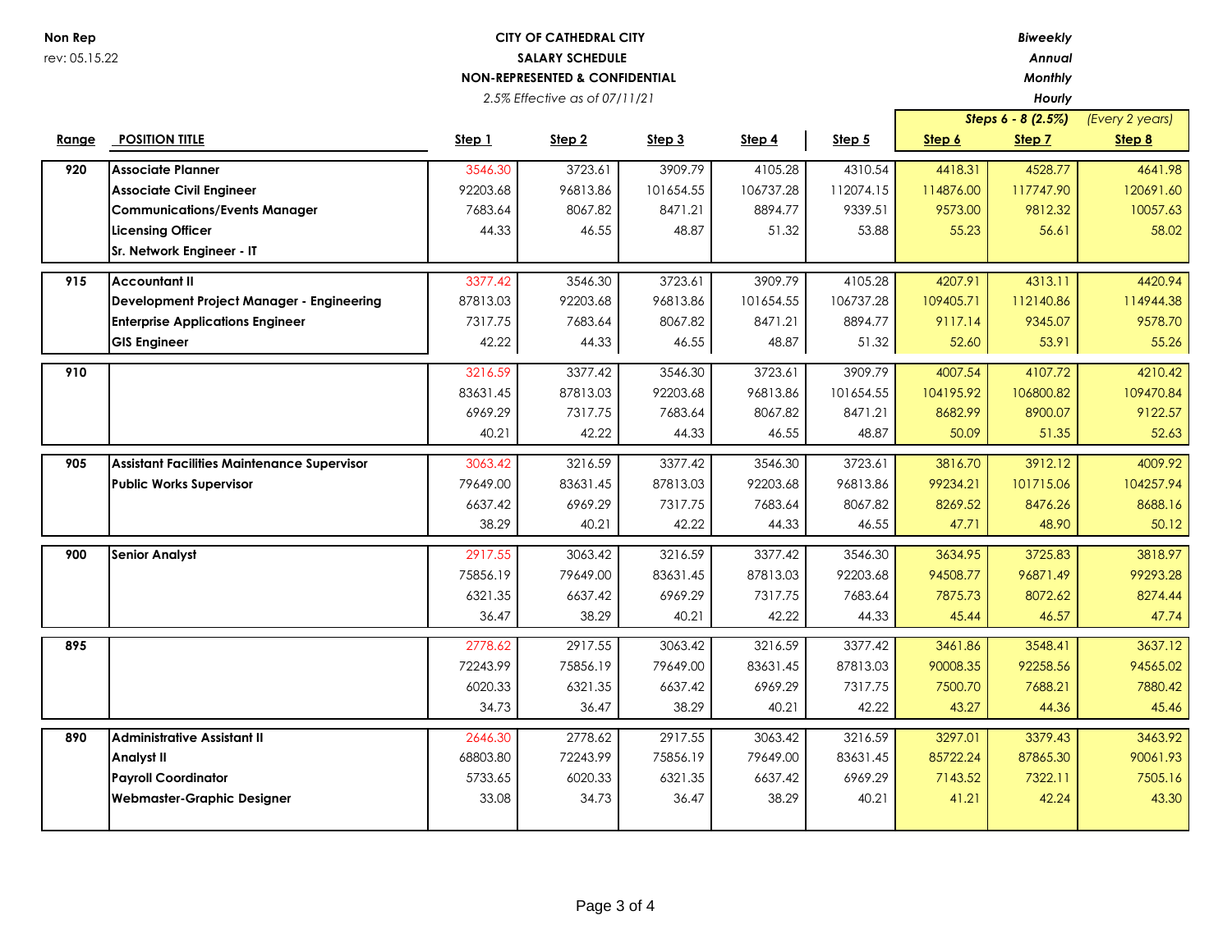**Non Rep**
rev: 05.15.22

**CITY OF CATHEDRAL CITY**
**SALARY SCHEDULE**
**NON-REPRESENTED & CONFIDENTIAL**
*2.5% Effective as of 07/11/21*

*Biweekly*
*Annual*
*Monthly*
*Hourly*

| Range | POSITION TITLE | Step 1 | Step 2 | Step 3 | Step 4 | Step 5 | Step 6 | Step 7 | Step 8 |
|---|---|---|---|---|---|---|---|---|---|
| | | | | | | | *Steps 6 - 8 (2.5%)* | | *(Every 2 years)* |
| 920 | **Associate Planner** | 3546.30 | 3723.61 | 3909.79 | 4105.28 | 4310.54 | 4418.31 | 4528.77 | 4641.98 |
| | **Associate Civil Engineer** | 92203.68 | 96813.86 | 101654.55 | 106737.28 | 112074.15 | 114876.00 | 117747.90 | 120691.60 |
| | **Communications/Events Manager** | 7683.64 | 8067.82 | 8471.21 | 8894.77 | 9339.51 | 9573.00 | 9812.32 | 10057.63 |
| | **Licensing Officer** | 44.33 | 46.55 | 48.87 | 51.32 | 53.88 | 55.23 | 56.61 | 58.02 |
| | **Sr. Network Engineer - IT** | | | | | | | | |
| 915 | **Accountant II** | 3377.42 | 3546.30 | 3723.61 | 3909.79 | 4105.28 | 4207.91 | 4313.11 | 4420.94 |
| | **Development Project Manager - Engineering** | 87813.03 | 92203.68 | 96813.86 | 101654.55 | 106737.28 | 109405.71 | 112140.86 | 114944.38 |
| | **Enterprise Applications Engineer** | 7317.75 | 7683.64 | 8067.82 | 8471.21 | 8894.77 | 9117.14 | 9345.07 | 9578.70 |
| | **GIS Engineer** | 42.22 | 44.33 | 46.55 | 48.87 | 51.32 | 52.60 | 53.91 | 55.26 |
| 910 | | 3216.59 | 3377.42 | 3546.30 | 3723.61 | 3909.79 | 4007.54 | 4107.72 | 4210.42 |
| | | 83631.45 | 87813.03 | 92203.68 | 96813.86 | 101654.55 | 104195.92 | 106800.82 | 109470.84 |
| | | 6969.29 | 7317.75 | 7683.64 | 8067.82 | 8471.21 | 8682.99 | 8900.07 | 9122.57 |
| | | 40.21 | 42.22 | 44.33 | 46.55 | 48.87 | 50.09 | 51.35 | 52.63 |
| 905 | **Assistant Facilities Maintenance Supervisor** | 3063.42 | 3216.59 | 3377.42 | 3546.30 | 3723.61 | 3816.70 | 3912.12 | 4009.92 |
| | **Public Works Supervisor** | 79649.00 | 83631.45 | 87813.03 | 92203.68 | 96813.86 | 99234.21 | 101715.06 | 104257.94 |
| | | 6637.42 | 6969.29 | 7317.75 | 7683.64 | 8067.82 | 8269.52 | 8476.26 | 8688.16 |
| | | 38.29 | 40.21 | 42.22 | 44.33 | 46.55 | 47.71 | 48.90 | 50.12 |
| 900 | **Senior Analyst** | 2917.55 | 3063.42 | 3216.59 | 3377.42 | 3546.30 | 3634.95 | 3725.83 | 3818.97 |
| | | 75856.19 | 79649.00 | 83631.45 | 87813.03 | 92203.68 | 94508.77 | 96871.49 | 99293.28 |
| | | 6321.35 | 6637.42 | 6969.29 | 7317.75 | 7683.64 | 7875.73 | 8072.62 | 8274.44 |
| | | 36.47 | 38.29 | 40.21 | 42.22 | 44.33 | 45.44 | 46.57 | 47.74 |
| 895 | | 2778.62 | 2917.55 | 3063.42 | 3216.59 | 3377.42 | 3461.86 | 3548.41 | 3637.12 |
| | | 72243.99 | 75856.19 | 79649.00 | 83631.45 | 87813.03 | 90008.35 | 92258.56 | 94565.02 |
| | | 6020.33 | 6321.35 | 6637.42 | 6969.29 | 7317.75 | 7500.70 | 7688.21 | 7880.42 |
| | | 34.73 | 36.47 | 38.29 | 40.21 | 42.22 | 43.27 | 44.36 | 45.46 |
| 890 | **Administrative Assistant II** | 2646.30 | 2778.62 | 2917.55 | 3063.42 | 3216.59 | 3297.01 | 3379.43 | 3463.92 |
| | **Analyst II** | 68803.80 | 72243.99 | 75856.19 | 79649.00 | 83631.45 | 85722.24 | 87865.30 | 90061.93 |
| | **Payroll Coordinator** | 5733.65 | 6020.33 | 6321.35 | 6637.42 | 6969.29 | 7143.52 | 7322.11 | 7505.16 |
| | **Webmaster-Graphic Designer** | 33.08 | 34.73 | 36.47 | 38.29 | 40.21 | 41.21 | 42.24 | 43.30 |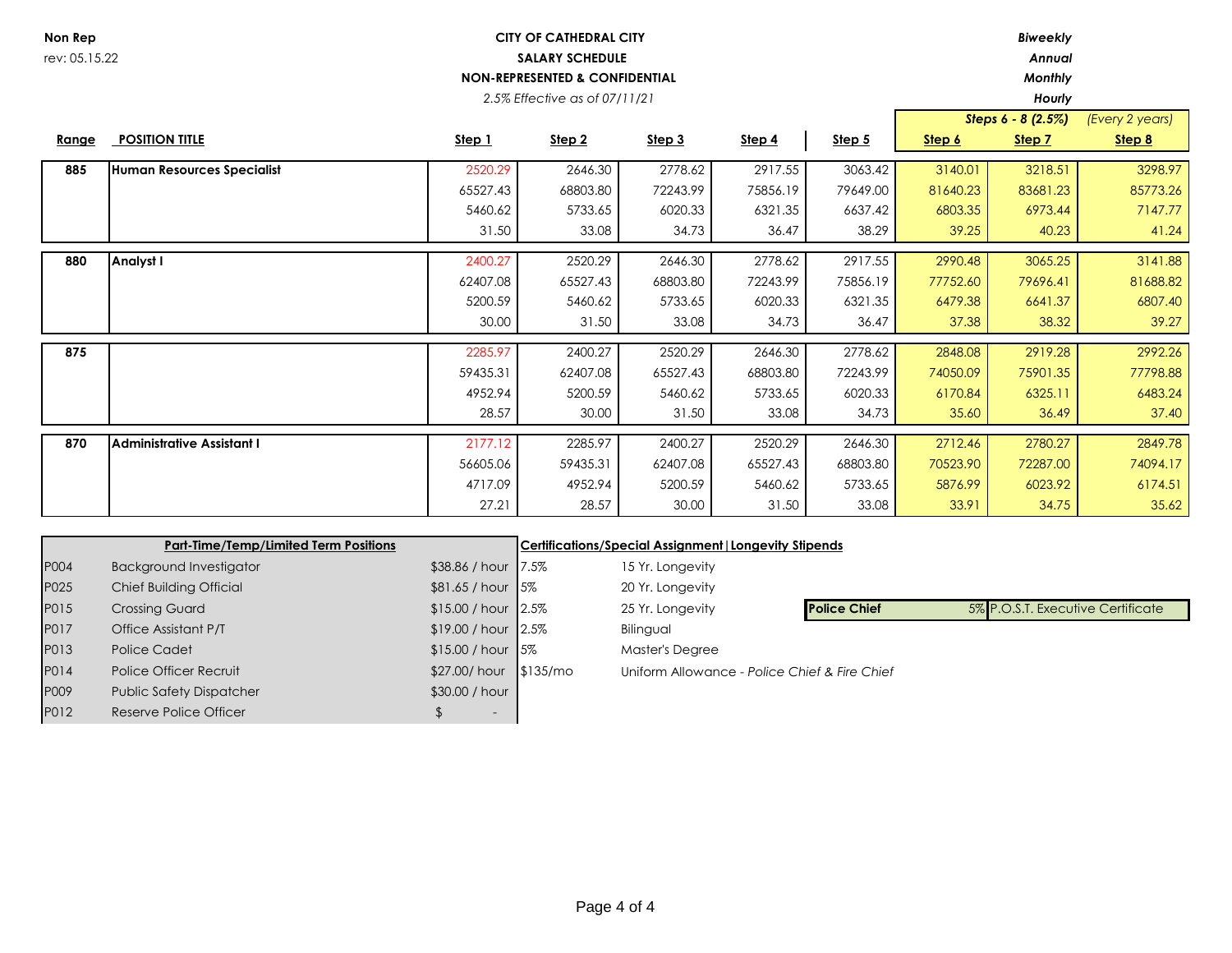**Non Rep**
rev: 05.15.22

**CITY OF CATHEDRAL CITY**
**SALARY SCHEDULE**
**NON-REPRESENTED & CONFIDENTIAL**
*2.5% Effective as of 07/11/21*

***Biweekly***
***Annual***
***Monthly***
***Hourly***

| Range | POSITION TITLE | Step 1 | Step 2 | Step 3 | Step 4 | Step 5 | Step 6 | Step 7 | Step 8 |
|---|---|---|---|---|---|---|---|---|---|
| | | | | | | | ***Steps 6 - 8 (2.5%)*** | | *(Every 2 years)* |
| **885** | **Human Resources Specialist** | 2520.29 | 2646.30 | 2778.62 | 2917.55 | 3063.42 | 3140.01 | 3218.51 | 3298.97 |
| | | 65527.43 | 68803.80 | 72243.99 | 75856.19 | 79649.00 | 81640.23 | 83681.23 | 85773.26 |
| | | 5460.62 | 5733.65 | 6020.33 | 6321.35 | 6637.42 | 6803.35 | 6973.44 | 7147.77 |
| | | 31.50 | 33.08 | 34.73 | 36.47 | 38.29 | 39.25 | 40.23 | 41.24 |
| **880** | **Analyst I** | 2400.27 | 2520.29 | 2646.30 | 2778.62 | 2917.55 | 2990.48 | 3065.25 | 3141.88 |
| | | 62407.08 | 65527.43 | 68803.80 | 72243.99 | 75856.19 | 77752.60 | 79696.41 | 81688.82 |
| | | 5200.59 | 5460.62 | 5733.65 | 6020.33 | 6321.35 | 6479.38 | 6641.37 | 6807.40 |
| | | 30.00 | 31.50 | 33.08 | 34.73 | 36.47 | 37.38 | 38.32 | 39.27 |
| **875** | | 2285.97 | 2400.27 | 2520.29 | 2646.30 | 2778.62 | 2848.08 | 2919.28 | 2992.26 |
| | | 59435.31 | 62407.08 | 65527.43 | 68803.80 | 72243.99 | 74050.09 | 75901.35 | 77798.88 |
| | | 4952.94 | 5200.59 | 5460.62 | 5733.65 | 6020.33 | 6170.84 | 6325.11 | 6483.24 |
| | | 28.57 | 30.00 | 31.50 | 33.08 | 34.73 | 35.60 | 36.49 | 37.40 |
| **870** | **Administrative Assistant I** | 2177.12 | 2285.97 | 2400.27 | 2520.29 | 2646.30 | 2712.46 | 2780.27 | 2849.78 |
| | | 56605.06 | 59435.31 | 62407.08 | 65527.43 | 68803.80 | 70523.90 | 72287.00 | 74094.17 |
| | | 4717.09 | 4952.94 | 5200.59 | 5460.62 | 5733.65 | 5876.99 | 6023.92 | 6174.51 |
| | | 27.21 | 28.57 | 30.00 | 31.50 | 33.08 | 33.91 | 34.75 | 35.62 |

**Part-Time/Temp/Limited Term Positions**

| | | |
|---|---|---|
| P004 | Background Investigator | $38.86 / hour |
| P025 | Chief Building Official | $81.65 / hour |
| P015 | Crossing Guard | $15.00 / hour |
| P017 | Office Assistant P/T | $19.00 / hour |
| P013 | Police Cadet | $15.00 / hour |
| P014 | Police Officer Recruit | $27.00/ hour |
| P009 | Public Safety Dispatcher | $30.00 / hour |
| P012 | Reserve Police Officer | $ - |

**Certifications/Special Assignment | Longevity Stipends**

| | |
|---|---|
| 7.5% | 15 Yr. Longevity |
| 5% | 20 Yr. Longevity |
| 2.5% | 25 Yr. Longevity |
| 2.5% | Bilingual |
| 5% | Master's Degree |
| $135/mo | Uniform Allowance - *Police Chief & Fire Chief* |

| | | |
|---|---|---|
| **Police Chief** | 5% | P.O.S.T. Executive Certificate |